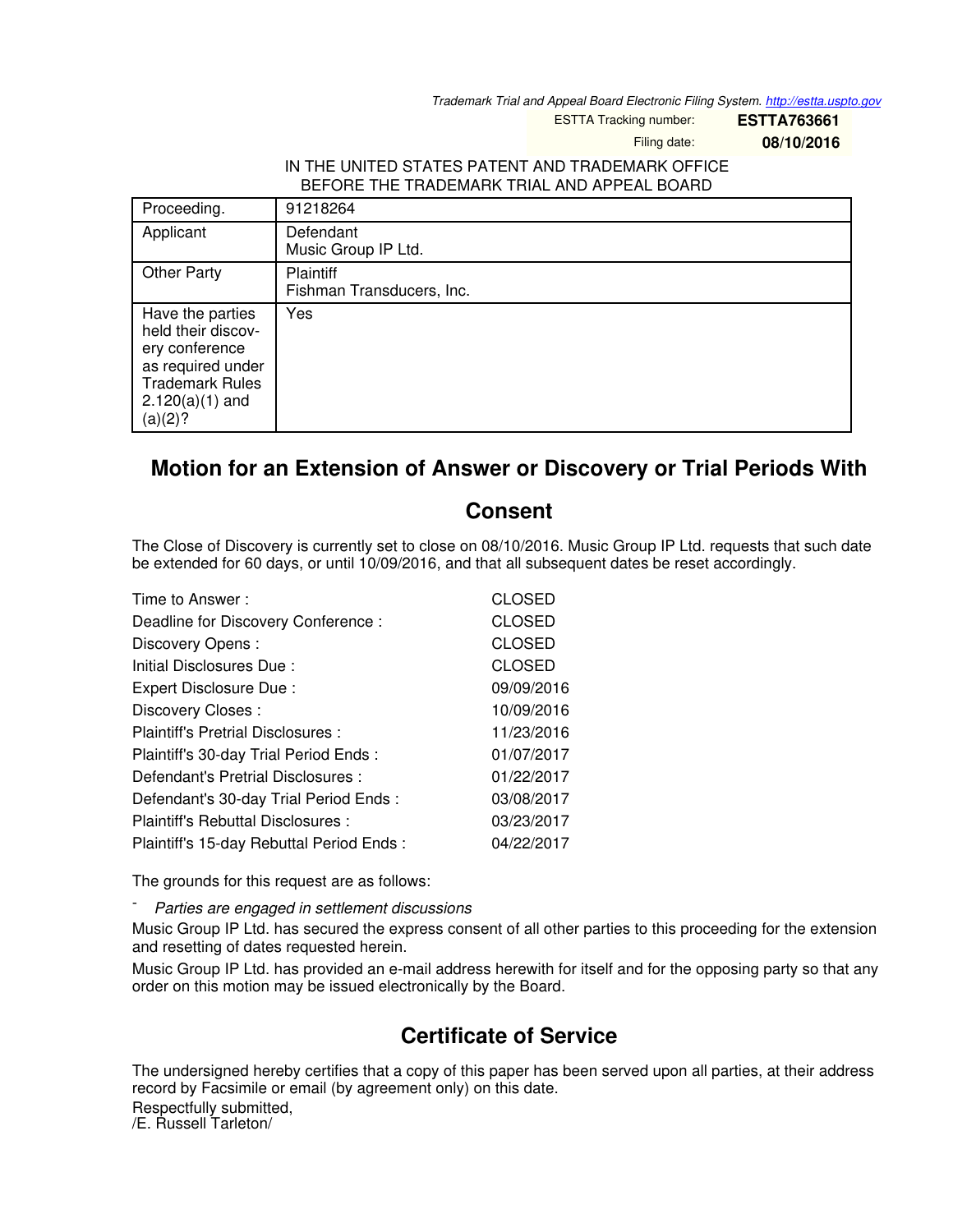Trademark Trial and Appeal Board Electronic Filing System. http://estta.uspto.gov

ESTTA Tracking number: **ESTTA763661**

Filing date: **08/10/2016**

IN THE UNITED STATES PATENT AND TRADEMARK OFFICE
BEFORE THE TRADEMARK TRIAL AND APPEAL BOARD

| Proceeding. | 91218264 |
|---|---|
| Applicant | Defendant<br>Music Group IP Ltd. |
| Other Party | Plaintiff<br>Fishman Transducers, Inc. |
| Have the parties held their discovery conference as required under Trademark Rules 2.120(a)(1) and (a)(2)? | Yes |

# Motion for an Extension of Answer or Discovery or Trial Periods With Consent

The Close of Discovery is currently set to close on 08/10/2016. Music Group IP Ltd. requests that such date be extended for 60 days, or until 10/09/2016, and that all subsequent dates be reset accordingly.

| | |
|---|---|
| Time to Answer : | CLOSED |
| Deadline for Discovery Conference : | CLOSED |
| Discovery Opens : | CLOSED |
| Initial Disclosures Due : | CLOSED |
| Expert Disclosure Due : | 09/09/2016 |
| Discovery Closes : | 10/09/2016 |
| Plaintiff's Pretrial Disclosures : | 11/23/2016 |
| Plaintiff's 30-day Trial Period Ends : | 01/07/2017 |
| Defendant's Pretrial Disclosures : | 01/22/2017 |
| Defendant's 30-day Trial Period Ends : | 03/08/2017 |
| Plaintiff's Rebuttal Disclosures : | 03/23/2017 |
| Plaintiff's 15-day Rebuttal Period Ends : | 04/22/2017 |

The grounds for this request are as follows:

- *Parties are engaged in settlement discussions*

Music Group IP Ltd. has secured the express consent of all other parties to this proceeding for the extension and resetting of dates requested herein.

Music Group IP Ltd. has provided an e-mail address herewith for itself and for the opposing party so that any order on this motion may be issued electronically by the Board.

# Certificate of Service

The undersigned hereby certifies that a copy of this paper has been served upon all parties, at their address record by Facsimile or email (by agreement only) on this date.

Respectfully submitted,
/E. Russell Tarleton/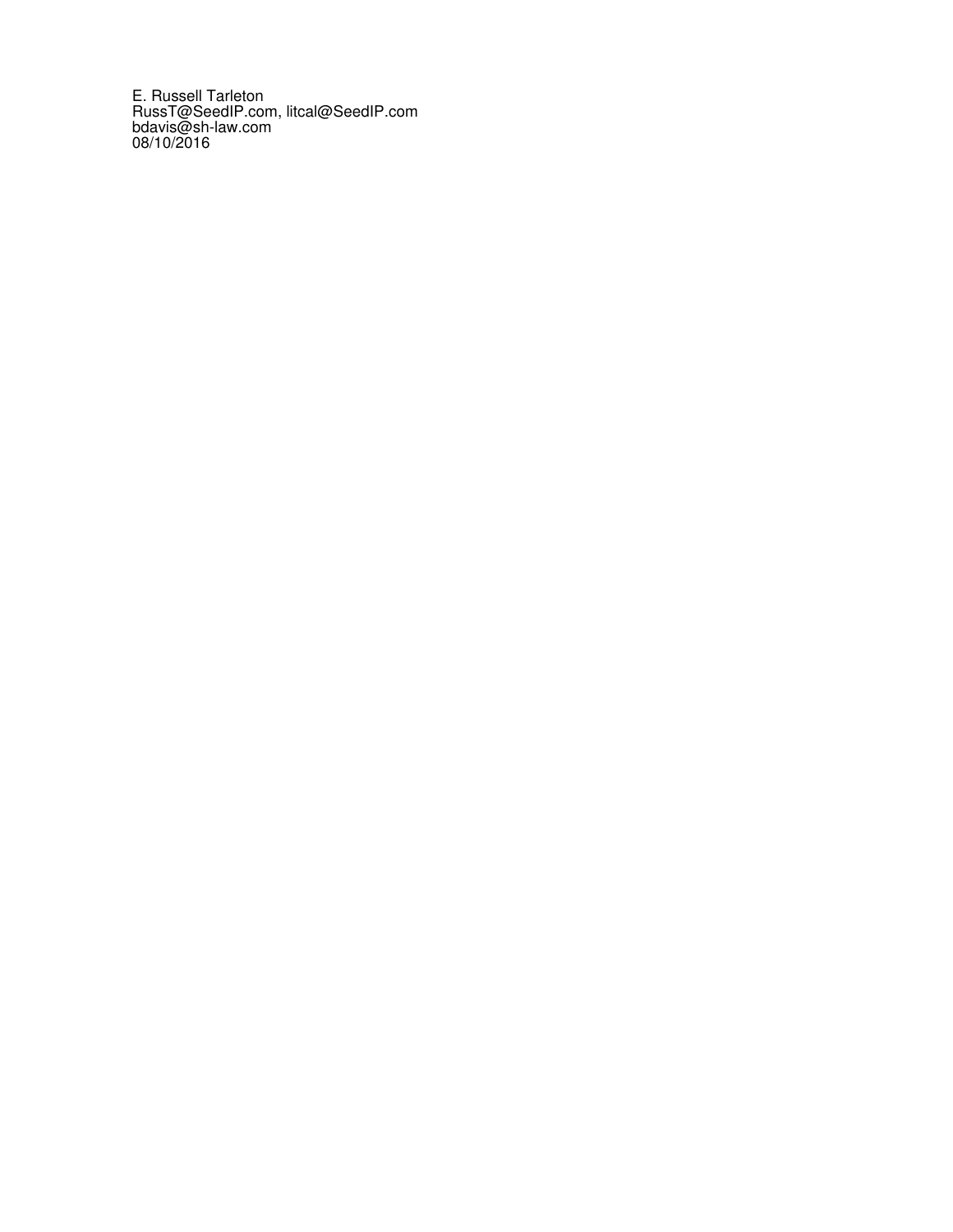E. Russell Tarleton
RussT@SeedIP.com, litcal@SeedIP.com
bdavis@sh-law.com
08/10/2016